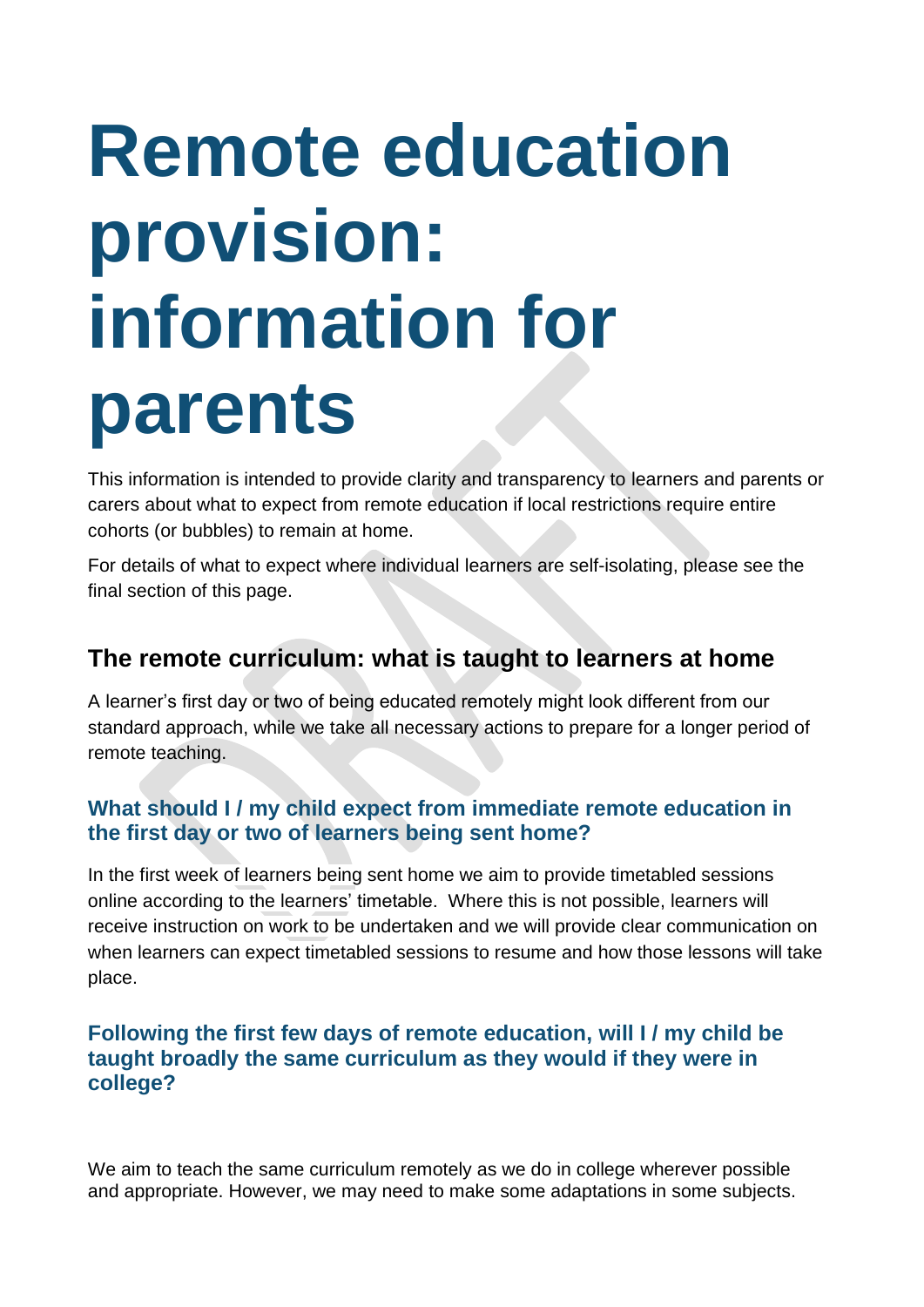# Remote education provision: information for parents

This information is intended to provide clarity and transparency to learners and parents or carers about what to expect from remote education if local restrictions require entire cohorts (or bubbles) to remain at home.

For details of what to expect where individual learners are self-isolating, please see the final section of this page.

## The remote curriculum: what is taught to learners at home

A learner's first day or two of being educated remotely might look different from our standard approach, while we take all necessary actions to prepare for a longer period of remote teaching.

### What should I / my child expect from immediate remote education in the first day or two of learners being sent home?

In the first week of learners being sent home we aim to provide timetabled sessions online according to the learners' timetable. Where this is not possible, learners will receive instruction on work to be undertaken and we will provide clear communication on when learners can expect timetabled sessions to resume and how those lessons will take place.

### Following the first few days of remote education, will I / my child be taught broadly the same curriculum as they would if they were in college?

We aim to teach the same curriculum remotely as we do in college wherever possible and appropriate. However, we may need to make some adaptations in some subjects.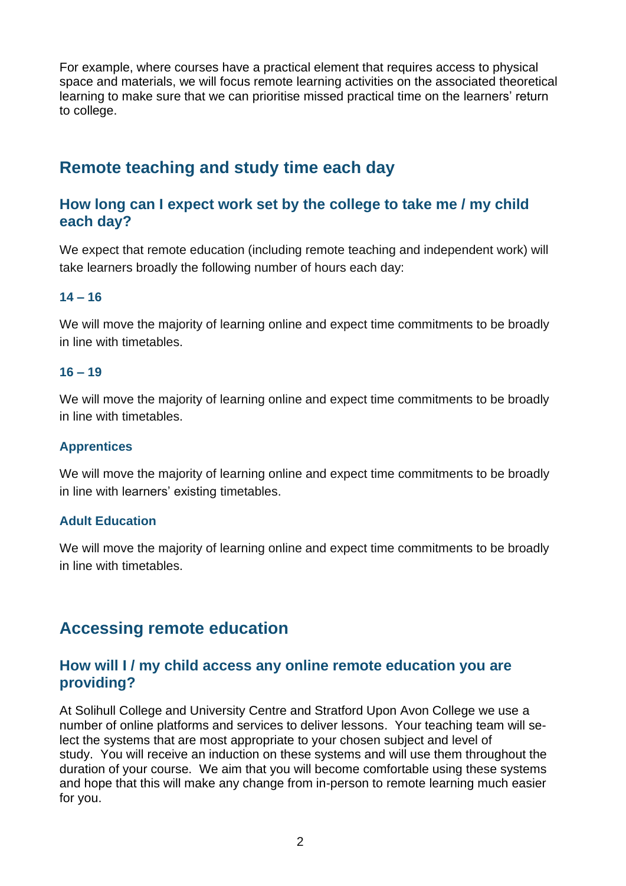For example, where courses have a practical element that requires access to physical space and materials, we will focus remote learning activities on the associated theoretical learning to make sure that we can prioritise missed practical time on the learners' return to college.

## Remote teaching and study time each day

### How long can I expect work set by the college to take me / my child each day?

We expect that remote education (including remote teaching and independent work) will take learners broadly the following number of hours each day:

#### 14 – 16

We will move the majority of learning online and expect time commitments to be broadly in line with timetables.

#### 16 – 19

We will move the majority of learning online and expect time commitments to be broadly in line with timetables.

#### Apprentices

We will move the majority of learning online and expect time commitments to be broadly in line with learners' existing timetables.

#### Adult Education

We will move the majority of learning online and expect time commitments to be broadly in line with timetables.

## Accessing remote education

### How will I / my child access any online remote education you are providing?

At Solihull College and University Centre and Stratford Upon Avon College we use a number of online platforms and services to deliver lessons. Your teaching team will select the systems that are most appropriate to your chosen subject and level of study. You will receive an induction on these systems and will use them throughout the duration of your course. We aim that you will become comfortable using these systems and hope that this will make any change from in-person to remote learning much easier for you.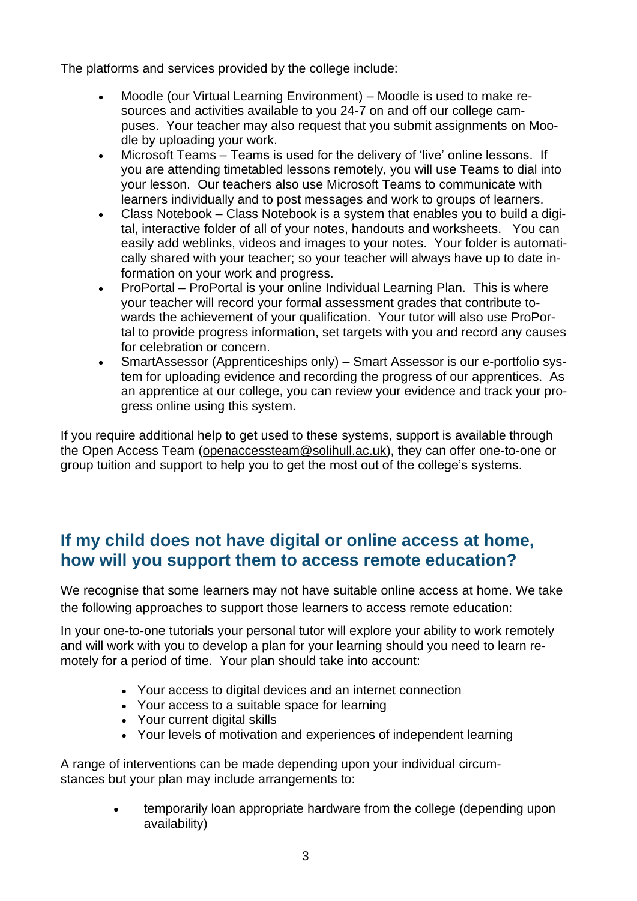The platforms and services provided by the college include:

- Moodle (our Virtual Learning Environment) – Moodle is used to make resources and activities available to you 24-7 on and off our college campuses. Your teacher may also request that you submit assignments on Moodle by uploading your work.
- Microsoft Teams – Teams is used for the delivery of 'live' online lessons. If you are attending timetabled lessons remotely, you will use Teams to dial into your lesson. Our teachers also use Microsoft Teams to communicate with learners individually and to post messages and work to groups of learners.
- Class Notebook – Class Notebook is a system that enables you to build a digital, interactive folder of all of your notes, handouts and worksheets. You can easily add weblinks, videos and images to your notes. Your folder is automatically shared with your teacher; so your teacher will always have up to date information on your work and progress.
- ProPortal – ProPortal is your online Individual Learning Plan. This is where your teacher will record your formal assessment grades that contribute towards the achievement of your qualification. Your tutor will also use ProPortal to provide progress information, set targets with you and record any causes for celebration or concern.
- SmartAssessor (Apprenticeships only) – Smart Assessor is our e-portfolio system for uploading evidence and recording the progress of our apprentices. As an apprentice at our college, you can review your evidence and track your progress online using this system.

If you require additional help to get used to these systems, support is available through the Open Access Team (openaccessteam@solihull.ac.uk), they can offer one-to-one or group tuition and support to help you to get the most out of the college's systems.

## If my child does not have digital or online access at home, how will you support them to access remote education?

We recognise that some learners may not have suitable online access at home. We take the following approaches to support those learners to access remote education:

In your one-to-one tutorials your personal tutor will explore your ability to work remotely and will work with you to develop a plan for your learning should you need to learn remotely for a period of time. Your plan should take into account:

- Your access to digital devices and an internet connection
- Your access to a suitable space for learning
- Your current digital skills
- Your levels of motivation and experiences of independent learning

A range of interventions can be made depending upon your individual circumstances but your plan may include arrangements to:

- temporarily loan appropriate hardware from the college (depending upon availability)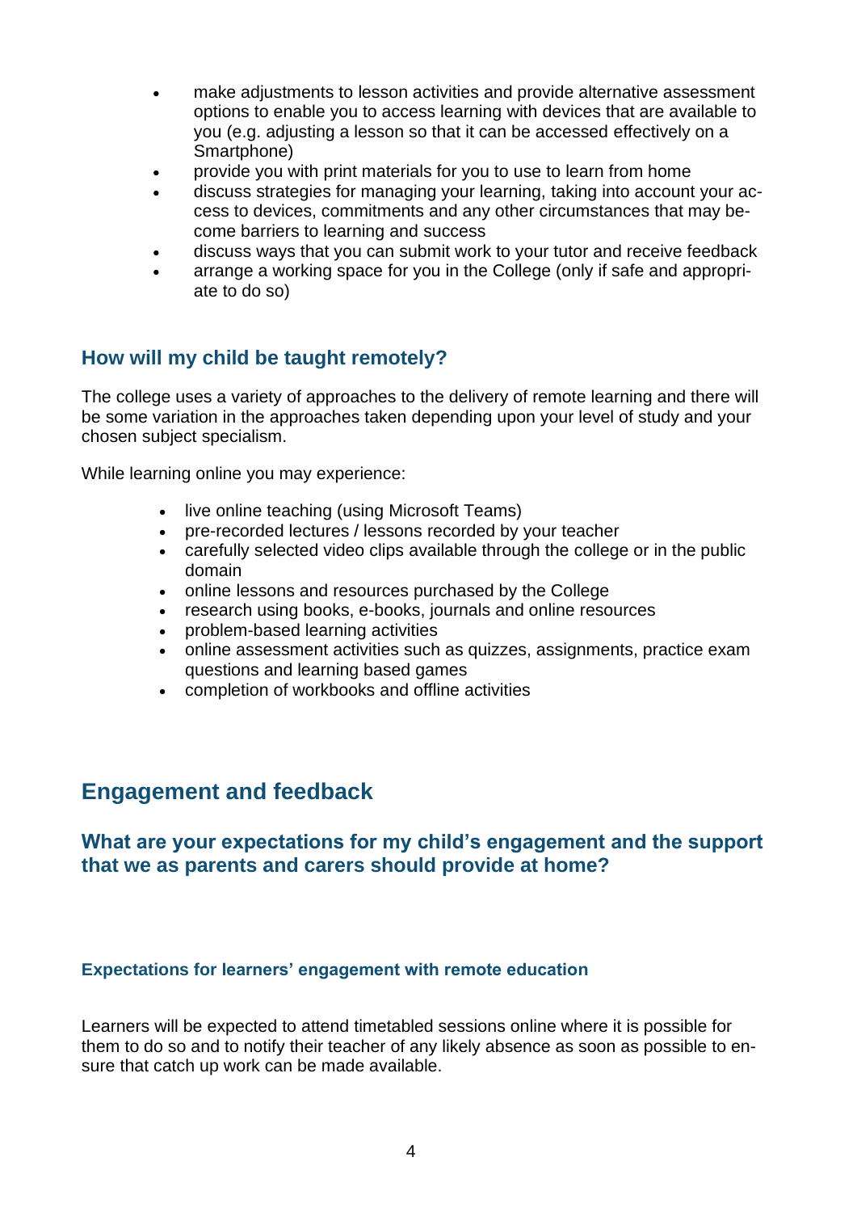- make adjustments to lesson activities and provide alternative assessment options to enable you to access learning with devices that are available to you (e.g. adjusting a lesson so that it can be accessed effectively on a Smartphone)
- provide you with print materials for you to use to learn from home
- discuss strategies for managing your learning, taking into account your access to devices, commitments and any other circumstances that may become barriers to learning and success
- discuss ways that you can submit work to your tutor and receive feedback
- arrange a working space for you in the College (only if safe and appropriate to do so)

### How will my child be taught remotely?

The college uses a variety of approaches to the delivery of remote learning and there will be some variation in the approaches taken depending upon your level of study and your chosen subject specialism.

While learning online you may experience:

- live online teaching (using Microsoft Teams)
- pre-recorded lectures / lessons recorded by your teacher
- carefully selected video clips available through the college or in the public domain
- online lessons and resources purchased by the College
- research using books, e-books, journals and online resources
- problem-based learning activities
- online assessment activities such as quizzes, assignments, practice exam questions and learning based games
- completion of workbooks and offline activities

## Engagement and feedback

### What are your expectations for my child's engagement and the support that we as parents and carers should provide at home?

#### Expectations for learners' engagement with remote education

Learners will be expected to attend timetabled sessions online where it is possible for them to do so and to notify their teacher of any likely absence as soon as possible to ensure that catch up work can be made available.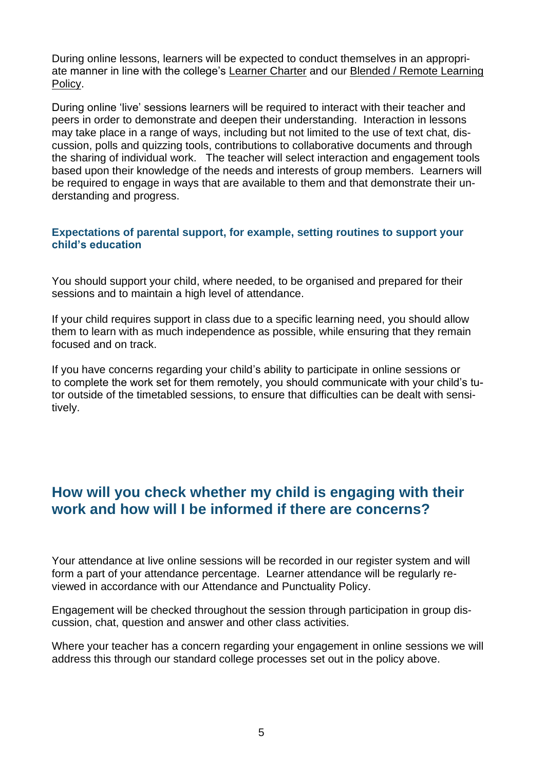During online lessons, learners will be expected to conduct themselves in an appropriate manner in line with the college's Learner Charter and our Blended / Remote Learning Policy.

During online 'live' sessions learners will be required to interact with their teacher and peers in order to demonstrate and deepen their understanding. Interaction in lessons may take place in a range of ways, including but not limited to the use of text chat, discussion, polls and quizzing tools, contributions to collaborative documents and through the sharing of individual work. The teacher will select interaction and engagement tools based upon their knowledge of the needs and interests of group members. Learners will be required to engage in ways that are available to them and that demonstrate their understanding and progress.

### Expectations of parental support, for example, setting routines to support your child's education

You should support your child, where needed, to be organised and prepared for their sessions and to maintain a high level of attendance.

If your child requires support in class due to a specific learning need, you should allow them to learn with as much independence as possible, while ensuring that they remain focused and on track.

If you have concerns regarding your child's ability to participate in online sessions or to complete the work set for them remotely, you should communicate with your child's tutor outside of the timetabled sessions, to ensure that difficulties can be dealt with sensitively.

## How will you check whether my child is engaging with their work and how will I be informed if there are concerns?

Your attendance at live online sessions will be recorded in our register system and will form a part of your attendance percentage. Learner attendance will be regularly reviewed in accordance with our Attendance and Punctuality Policy.

Engagement will be checked throughout the session through participation in group discussion, chat, question and answer and other class activities.

Where your teacher has a concern regarding your engagement in online sessions we will address this through our standard college processes set out in the policy above.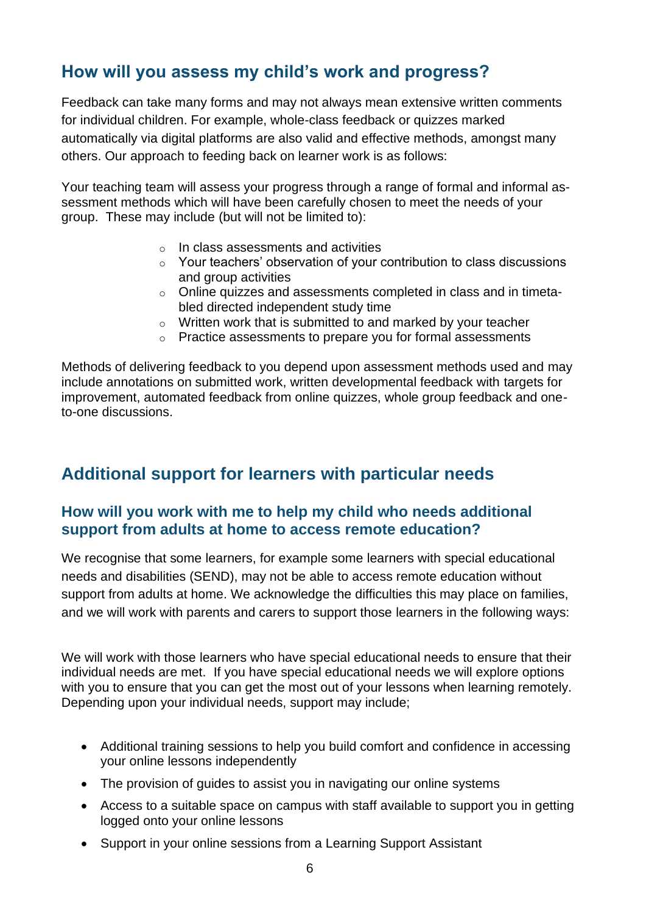## How will you assess my child's work and progress?

Feedback can take many forms and may not always mean extensive written comments for individual children. For example, whole-class feedback or quizzes marked automatically via digital platforms are also valid and effective methods, amongst many others. Our approach to feeding back on learner work is as follows:

Your teaching team will assess your progress through a range of formal and informal assessment methods which will have been carefully chosen to meet the needs of your group. These may include (but will not be limited to):

- In class assessments and activities
- Your teachers' observation of your contribution to class discussions and group activities
- Online quizzes and assessments completed in class and in timetabled directed independent study time
- Written work that is submitted to and marked by your teacher
- Practice assessments to prepare you for formal assessments

Methods of delivering feedback to you depend upon assessment methods used and may include annotations on submitted work, written developmental feedback with targets for improvement, automated feedback from online quizzes, whole group feedback and one-to-one discussions.

## Additional support for learners with particular needs

### How will you work with me to help my child who needs additional support from adults at home to access remote education?

We recognise that some learners, for example some learners with special educational needs and disabilities (SEND), may not be able to access remote education without support from adults at home. We acknowledge the difficulties this may place on families, and we will work with parents and carers to support those learners in the following ways:

We will work with those learners who have special educational needs to ensure that their individual needs are met. If you have special educational needs we will explore options with you to ensure that you can get the most out of your lessons when learning remotely. Depending upon your individual needs, support may include;

- Additional training sessions to help you build comfort and confidence in accessing your online lessons independently
- The provision of guides to assist you in navigating our online systems
- Access to a suitable space on campus with staff available to support you in getting logged onto your online lessons
- Support in your online sessions from a Learning Support Assistant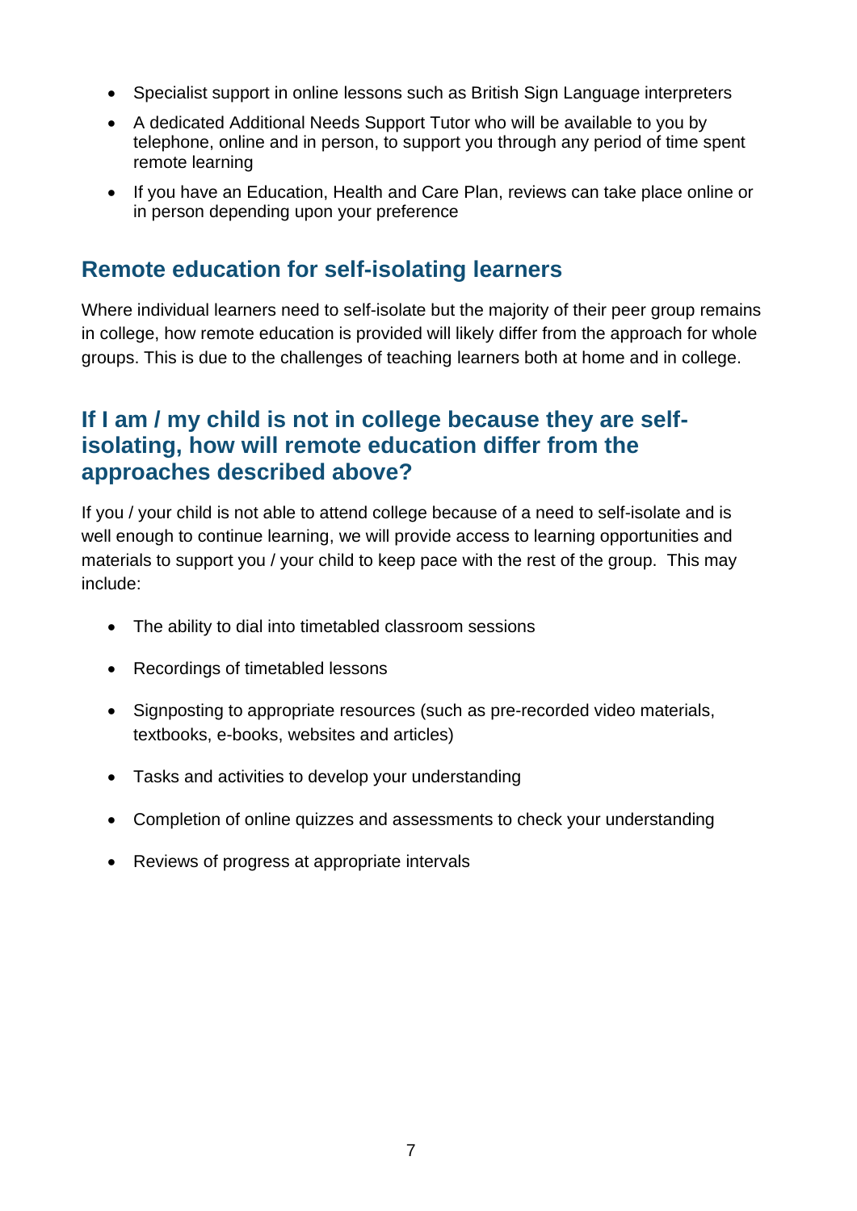- Specialist support in online lessons such as British Sign Language interpreters
- A dedicated Additional Needs Support Tutor who will be available to you by telephone, online and in person, to support you through any period of time spent remote learning
- If you have an Education, Health and Care Plan, reviews can take place online or in person depending upon your preference

## Remote education for self-isolating learners

Where individual learners need to self-isolate but the majority of their peer group remains in college, how remote education is provided will likely differ from the approach for whole groups. This is due to the challenges of teaching learners both at home and in college.

## If I am / my child is not in college because they are self-isolating, how will remote education differ from the approaches described above?

If you / your child is not able to attend college because of a need to self-isolate and is well enough to continue learning, we will provide access to learning opportunities and materials to support you / your child to keep pace with the rest of the group. This may include:

- The ability to dial into timetabled classroom sessions
- Recordings of timetabled lessons
- Signposting to appropriate resources (such as pre-recorded video materials, textbooks, e-books, websites and articles)
- Tasks and activities to develop your understanding
- Completion of online quizzes and assessments to check your understanding
- Reviews of progress at appropriate intervals